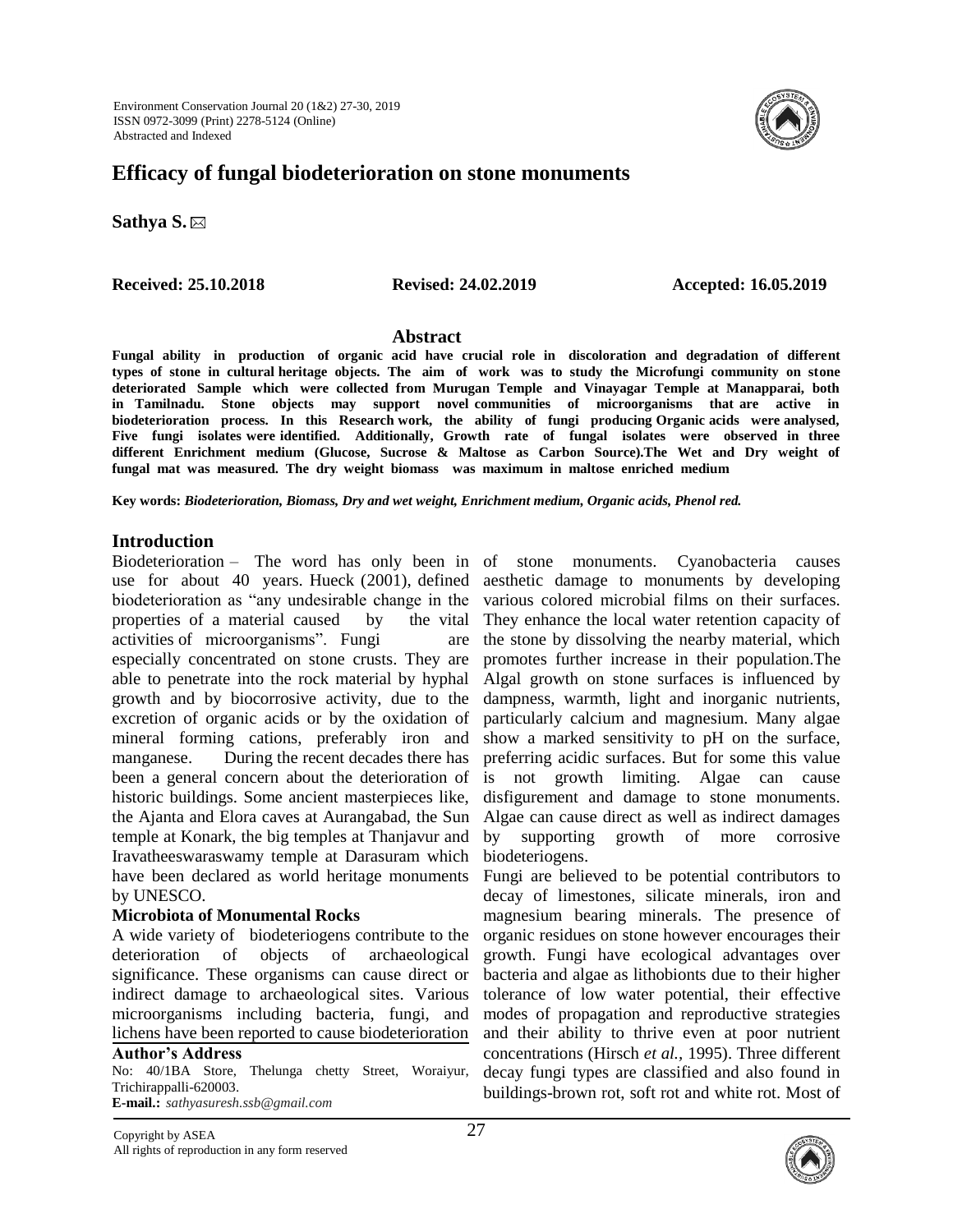# Efficacy of fungal biodeterioration on stone monuments

**Sathya S.** ✉

**Received: 25.10.2018** **Revised: 24.02.2019** **Accepted: 16.05.2019**

## Abstract

**Fungal ability in production of organic acid have crucial role in discoloration and degradation of different types of stone in cultural heritage objects. The aim of work was to study the Microfungi community on stone deteriorated Sample which were collected from Murugan Temple and Vinayagar Temple at Manapparai, both in Tamilnadu. Stone objects may support novel communities of microorganisms that are active in biodeterioration process. In this Research work, the ability of fungi producing Organic acids were analysed, Five fungi isolates were identified. Additionally, Growth rate of fungal isolates were observed in three different Enrichment medium (Glucose, Sucrose & Maltose as Carbon Source).The Wet and Dry weight of fungal mat was measured. The dry weight biomass was maximum in maltose enriched medium**

**Key words:** ***Biodeterioration, Biomass, Dry and wet weight, Enrichment medium, Organic acids, Phenol red.***

## Introduction

Biodeterioration – The word has only been in use for about 40 years. Hueck (2001), defined biodeterioration as "any undesirable change in the properties of a material caused by the vital activities of microorganisms". Fungi are especially concentrated on stone crusts. They are able to penetrate into the rock material by hyphal growth and by biocorrosive activity, due to the excretion of organic acids or by the oxidation of mineral forming cations, preferably iron and manganese. During the recent decades there has been a general concern about the deterioration of historic buildings. Some ancient masterpieces like, the Ajanta and Elora caves at Aurangabad, the Sun temple at Konark, the big temples at Thanjavur and Iravatheeswaraswamy temple at Darasuram which have been declared as world heritage monuments by UNESCO.

### Microbiota of Monumental Rocks

A wide variety of biodeteriogens contribute to the deterioration of objects of archaeological significance. These organisms can cause direct or indirect damage to archaeological sites. Various microorganisms including bacteria, fungi, and lichens have been reported to cause biodeterioration of stone monuments. Cyanobacteria causes aesthetic damage to monuments by developing various colored microbial films on their surfaces. They enhance the local water retention capacity of the stone by dissolving the nearby material, which promotes further increase in their population.The Algal growth on stone surfaces is influenced by dampness, warmth, light and inorganic nutrients, particularly calcium and magnesium. Many algae show a marked sensitivity to pH on the surface, preferring acidic surfaces. But for some this value is not growth limiting. Algae can cause disfigurement and damage to stone monuments. Algae can cause direct as well as indirect damages by supporting growth of more corrosive biodeteriogens.

Fungi are believed to be potential contributors to decay of limestones, silicate minerals, iron and magnesium bearing minerals. The presence of organic residues on stone however encourages their growth. Fungi have ecological advantages over bacteria and algae as lithobionts due to their higher tolerance of low water potential, their effective modes of propagation and reproductive strategies and their ability to thrive even at poor nutrient concentrations (Hirsch *et al.*, 1995). Three different decay fungi types are classified and also found in buildings-brown rot, soft rot and white rot. Most of

**Author's Address**

No: 40/1BA Store, Thelunga chetty Street, Woraiyur, Trichirappalli-620003.

**E-mail.:** *sathyasuresh.ssb@gmail.com*

Copyright by ASEA
All rights of reproduction in any form reserved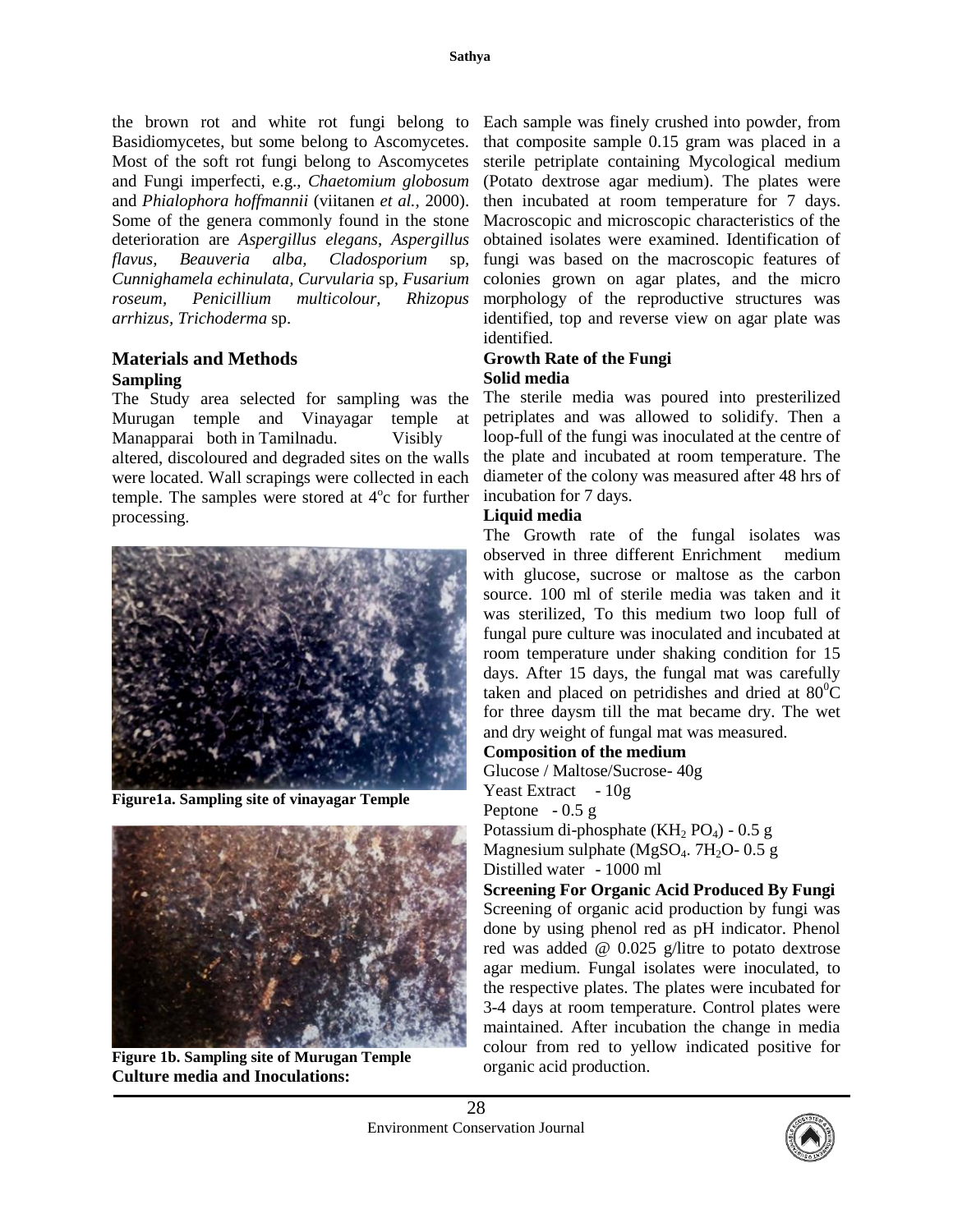the brown rot and white rot fungi belong to Basidiomycetes, but some belong to Ascomycetes. Most of the soft rot fungi belong to Ascomycetes and Fungi imperfecti, e.g., *Chaetomium globosum* and *Phialophora hoffmannii* (viitanen *et al.*, 2000). Some of the genera commonly found in the stone deterioration are *Aspergillus elegans*, *Aspergillus flavus, Beauveria alba, Cladosporium* sp, *Cunnighamela echinulata, Curvularia* sp, *Fusarium roseum, Penicillium multicolour, Rhizopus arrhizus, Trichoderma* sp.

## Materials and Methods

### Sampling

The Study area selected for sampling was the Murugan temple and Vinayagar temple at Manapparai both in Tamilnadu. Visibly altered, discoloured and degraded sites on the walls were located. Wall scrapings were collected in each temple. The samples were stored at 4$^{o}$c for further processing.

**Figure1a. Sampling site of vinayagar Temple**

**Figure 1b. Sampling site of Murugan Temple**

### Culture media and Inoculations:

Each sample was finely crushed into powder, from that composite sample 0.15 gram was placed in a sterile petriplate containing Mycological medium (Potato dextrose agar medium). The plates were then incubated at room temperature for 7 days. Macroscopic and microscopic characteristics of the obtained isolates were examined. Identification of fungi was based on the macroscopic features of colonies grown on agar plates, and the micro morphology of the reproductive structures was identified, top and reverse view on agar plate was identified.

### Growth Rate of the Fungi

### Solid media

The sterile media was poured into presterilized petriplates and was allowed to solidify. Then a loop-full of the fungi was inoculated at the centre of the plate and incubated at room temperature. The diameter of the colony was measured after 48 hrs of incubation for 7 days.

### Liquid media

The Growth rate of the fungal isolates was observed in three different Enrichment medium with glucose, sucrose or maltose as the carbon source. 100 ml of sterile media was taken and it was sterilized, To this medium two loop full of fungal pure culture was inoculated and incubated at room temperature under shaking condition for 15 days. After 15 days, the fungal mat was carefully taken and placed on petridishes and dried at 80$^{0}$C for three daysm till the mat became dry. The wet and dry weight of fungal mat was measured.

### Composition of the medium

Glucose / Maltose/Sucrose- 40g
Yeast Extract - 10g
Peptone - 0.5 g
Potassium di-phosphate ($KH_2PO_4$) - 0.5 g
Magnesium sulphate ($MgSO_4.7H_2O$- 0.5 g
Distilled water - 1000 ml

### Screening For Organic Acid Produced By Fungi

Screening of organic acid production by fungi was done by using phenol red as pH indicator. Phenol red was added @ 0.025 g/litre to potato dextrose agar medium. Fungal isolates were inoculated, to the respective plates. The plates were incubated for 3-4 days at room temperature. Control plates were maintained. After incubation the change in media colour from red to yellow indicated positive for organic acid production.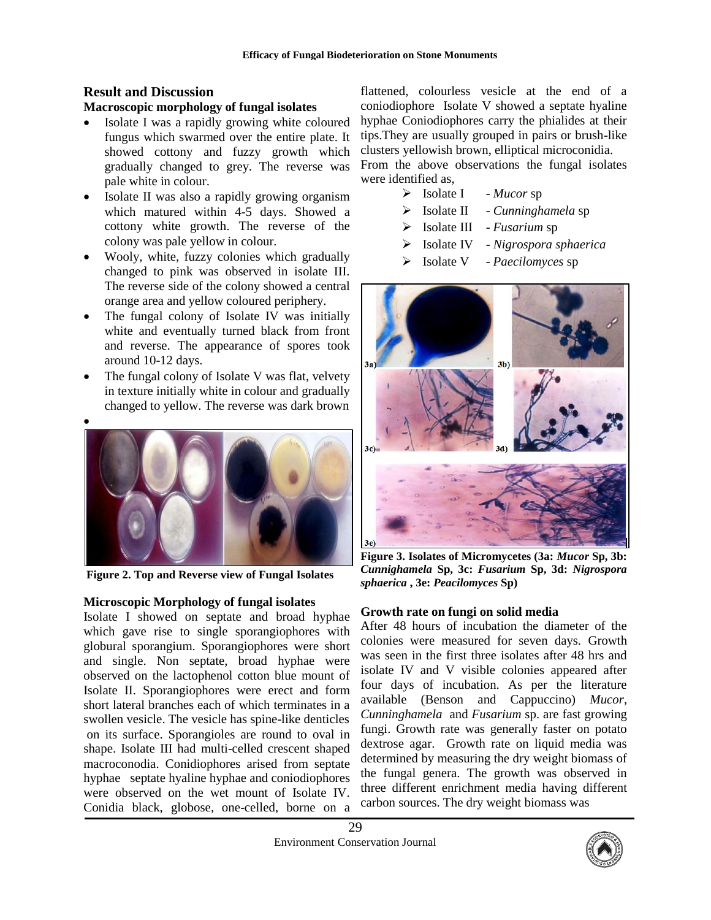## Result and Discussion

### Macroscopic morphology of fungal isolates

- Isolate I was a rapidly growing white coloured fungus which swarmed over the entire plate. It showed cottony and fuzzy growth which gradually changed to grey. The reverse was pale white in colour.
- Isolate II was also a rapidly growing organism which matured within 4-5 days. Showed a cottony white growth. The reverse of the colony was pale yellow in colour.
- Wooly, white, fuzzy colonies which gradually changed to pink was observed in isolate III. The reverse side of the colony showed a central orange area and yellow coloured periphery.
- The fungal colony of Isolate IV was initially white and eventually turned black from front and reverse. The appearance of spores took around 10-12 days.
- The fungal colony of Isolate V was flat, velvety in texture initially white in colour and gradually changed to yellow. The reverse was dark brown

**Figure 2. Top and Reverse view of Fungal Isolates**

### Microscopic Morphology of fungal isolates

Isolate I showed on septate and broad hyphae which gave rise to single sporangiophores with globural sporangium. Sporangiophores were short and single. Non septate, broad hyphae were observed on the lactophenol cotton blue mount of Isolate II. Sporangiophores were erect and form short lateral branches each of which terminates in a swollen vesicle. The vesicle has spine-like denticles on its surface. Sporangioles are round to oval in shape. Isolate III had multi-celled crescent shaped macroconodia. Conidiophores arised from septate hyphae septate hyaline hyphae and coniodiophores were observed on the wet mount of Isolate IV. Conidia black, globose, one-celled, borne on a flattened, colourless vesicle at the end of a coniodiophore Isolate V showed a septate hyaline hyphae Coniodiophores carry the phialides at their tips.They are usually grouped in pairs or brush-like clusters yellowish brown, elliptical microconidia.

From the above observations the fungal isolates were identified as,

- Isolate I - *Mucor* sp
- Isolate II - *Cunninghamela* sp
- Isolate III - *Fusarium* sp
- Isolate IV - *Nigrospora sphaerica*
- Isolate V - *Paecilomyces* sp

**Figure 3. Isolates of Micromycetes (3a: *Mucor* Sp, 3b: *Cunnighamela* Sp, 3c: *Fusarium* Sp, 3d: *Nigrospora sphaerica* , 3e: *Peacilomyces* Sp)**

### Growth rate on fungi on solid media

After 48 hours of incubation the diameter of the colonies were measured for seven days. Growth was seen in the first three isolates after 48 hrs and isolate IV and V visible colonies appeared after four days of incubation. As per the literature available (Benson and Cappuccino) *Mucor*, *Cunninghamela* and *Fusarium* sp. are fast growing fungi. Growth rate was generally faster on potato dextrose agar. Growth rate on liquid media was determined by measuring the dry weight biomass of the fungal genera. The growth was observed in three different enrichment media having different carbon sources. The dry weight biomass was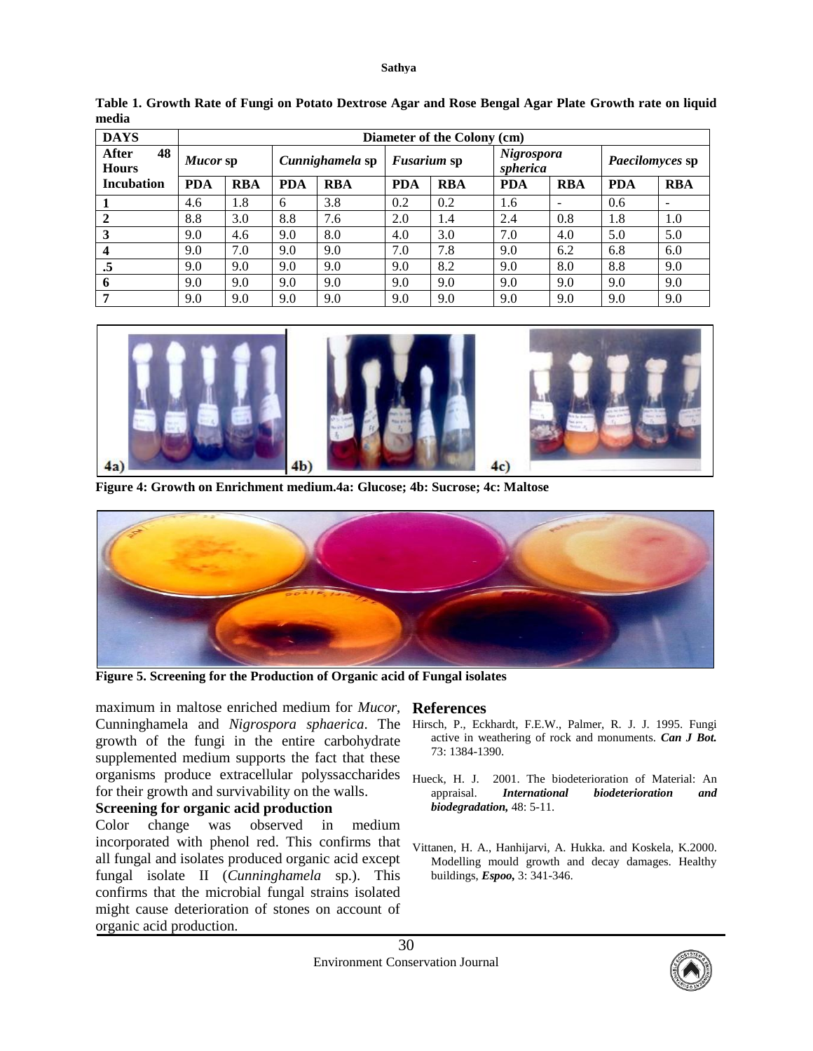**Table 1. Growth Rate of Fungi on Potato Dextrose Agar and Rose Bengal Agar Plate Growth rate on liquid media**

| DAYS | Diameter of the Colony (cm) | | | | | | | | | |
|---|---|---|---|---|---|---|---|---|---|---|
| After 48 Hours | *Mucor* sp | | *Cunnighamela* sp | | *Fusarium* sp | | *Nigrospora spherica* | | *Paecilomyces* sp | |
| Incubation | PDA | RBA | PDA | RBA | PDA | RBA | PDA | RBA | PDA | RBA |
| 1 | 4.6 | 1.8 | 6 | 3.8 | 0.2 | 0.2 | 1.6 | - | 0.6 | - |
| 2 | 8.8 | 3.0 | 8.8 | 7.6 | 2.0 | 1.4 | 2.4 | 0.8 | 1.8 | 1.0 |
| 3 | 9.0 | 4.6 | 9.0 | 8.0 | 4.0 | 3.0 | 7.0 | 4.0 | 5.0 | 5.0 |
| 4 | 9.0 | 7.0 | 9.0 | 9.0 | 7.0 | 7.8 | 9.0 | 6.2 | 6.8 | 6.0 |
| .5 | 9.0 | 9.0 | 9.0 | 9.0 | 9.0 | 8.2 | 9.0 | 8.0 | 8.8 | 9.0 |
| 6 | 9.0 | 9.0 | 9.0 | 9.0 | 9.0 | 9.0 | 9.0 | 9.0 | 9.0 | 9.0 |
| 7 | 9.0 | 9.0 | 9.0 | 9.0 | 9.0 | 9.0 | 9.0 | 9.0 | 9.0 | 9.0 |

4a) 4b) 4c)

**Figure 4: Growth on Enrichment medium.4a: Glucose; 4b: Sucrose; 4c: Maltose**

**Figure 5. Screening for the Production of Organic acid of Fungal isolates**

maximum in maltose enriched medium for *Mucor*, Cunninghamela and *Nigrospora sphaerica*. The growth of the fungi in the entire carbohydrate supplemented medium supports the fact that these organisms produce extracellular polyssaccharides for their growth and survivability on the walls.

**Screening for organic acid production**

Color change was observed in medium incorporated with phenol red. This confirms that all fungal and isolates produced organic acid except fungal isolate II (*Cunninghamela* sp.). This confirms that the microbial fungal strains isolated might cause deterioration of stones on account of organic acid production.

## References

Hirsch, P., Eckhardt, F.E.W., Palmer, R. J. J. 1995. Fungi active in weathering of rock and monuments. ***Can J Bot.*** 73: 1384-1390.

Hueck, H. J. 2001. The biodeterioration of Material: An appraisal. ***International biodeterioration and biodegradation,*** 48: 5-11.

Vittanen, H. A., Hanhijarvi, A. Hukka. and Koskela, K.2000. Modelling mould growth and decay damages. Healthy buildings, ***Espoo,*** 3: 341-346.